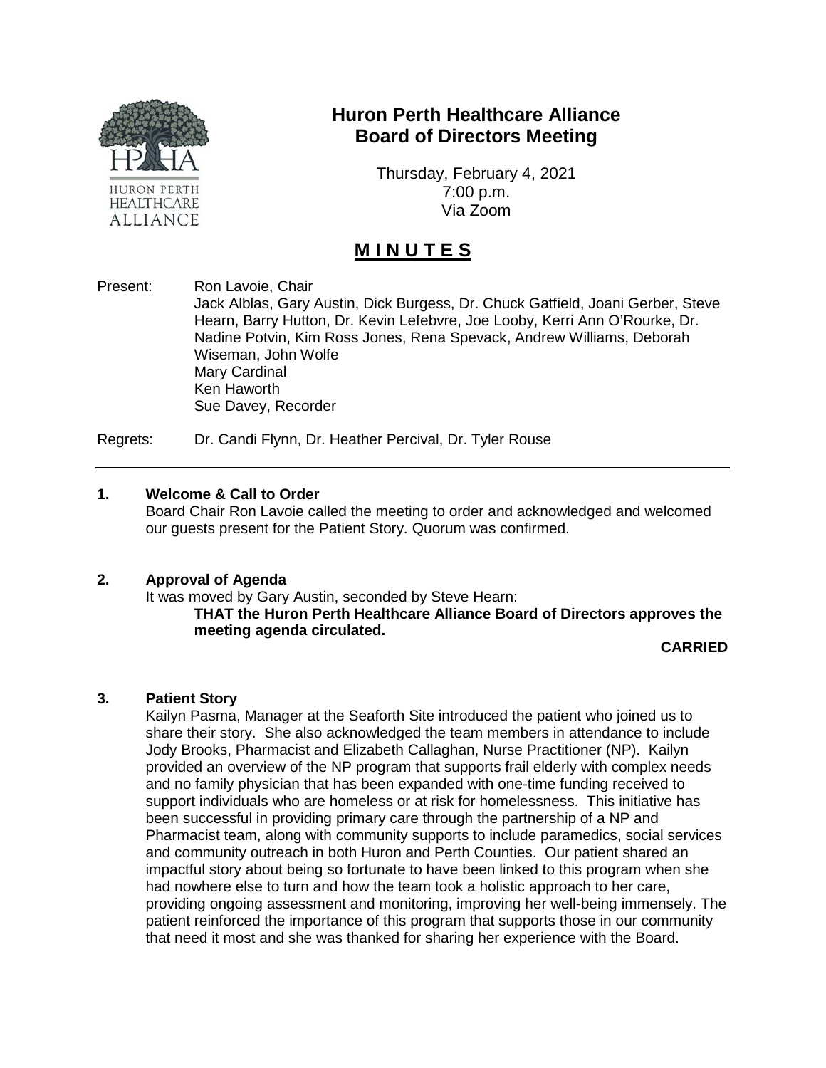# Huron Perth Healthcare Alliance
## Board of Directors Meeting

Thursday, February 4, 2021
7:00 p.m.
Via Zoom

## M I N U T E S

Present: Ron Lavoie, Chair
Jack Alblas, Gary Austin, Dick Burgess, Dr. Chuck Gatfield, Joani Gerber, Steve Hearn, Barry Hutton, Dr. Kevin Lefebvre, Joe Looby, Kerri Ann O'Rourke, Dr. Nadine Potvin, Kim Ross Jones, Rena Spevack, Andrew Williams, Deborah Wiseman, John Wolfe
Mary Cardinal
Ken Haworth
Sue Davey, Recorder

Regrets: Dr. Candi Flynn, Dr. Heather Percival, Dr. Tyler Rouse

---

### 1. Welcome & Call to Order

Board Chair Ron Lavoie called the meeting to order and acknowledged and welcomed our guests present for the Patient Story. Quorum was confirmed.

### 2. Approval of Agenda

It was moved by Gary Austin, seconded by Steve Hearn:

**THAT the Huron Perth Healthcare Alliance Board of Directors approves the meeting agenda circulated.**

**CARRIED**

### 3. Patient Story

Kailyn Pasma, Manager at the Seaforth Site introduced the patient who joined us to share their story. She also acknowledged the team members in attendance to include Jody Brooks, Pharmacist and Elizabeth Callaghan, Nurse Practitioner (NP). Kailyn provided an overview of the NP program that supports frail elderly with complex needs and no family physician that has been expanded with one-time funding received to support individuals who are homeless or at risk for homelessness. This initiative has been successful in providing primary care through the partnership of a NP and Pharmacist team, along with community supports to include paramedics, social services and community outreach in both Huron and Perth Counties. Our patient shared an impactful story about being so fortunate to have been linked to this program when she had nowhere else to turn and how the team took a holistic approach to her care, providing ongoing assessment and monitoring, improving her well-being immensely. The patient reinforced the importance of this program that supports those in our community that need it most and she was thanked for sharing her experience with the Board.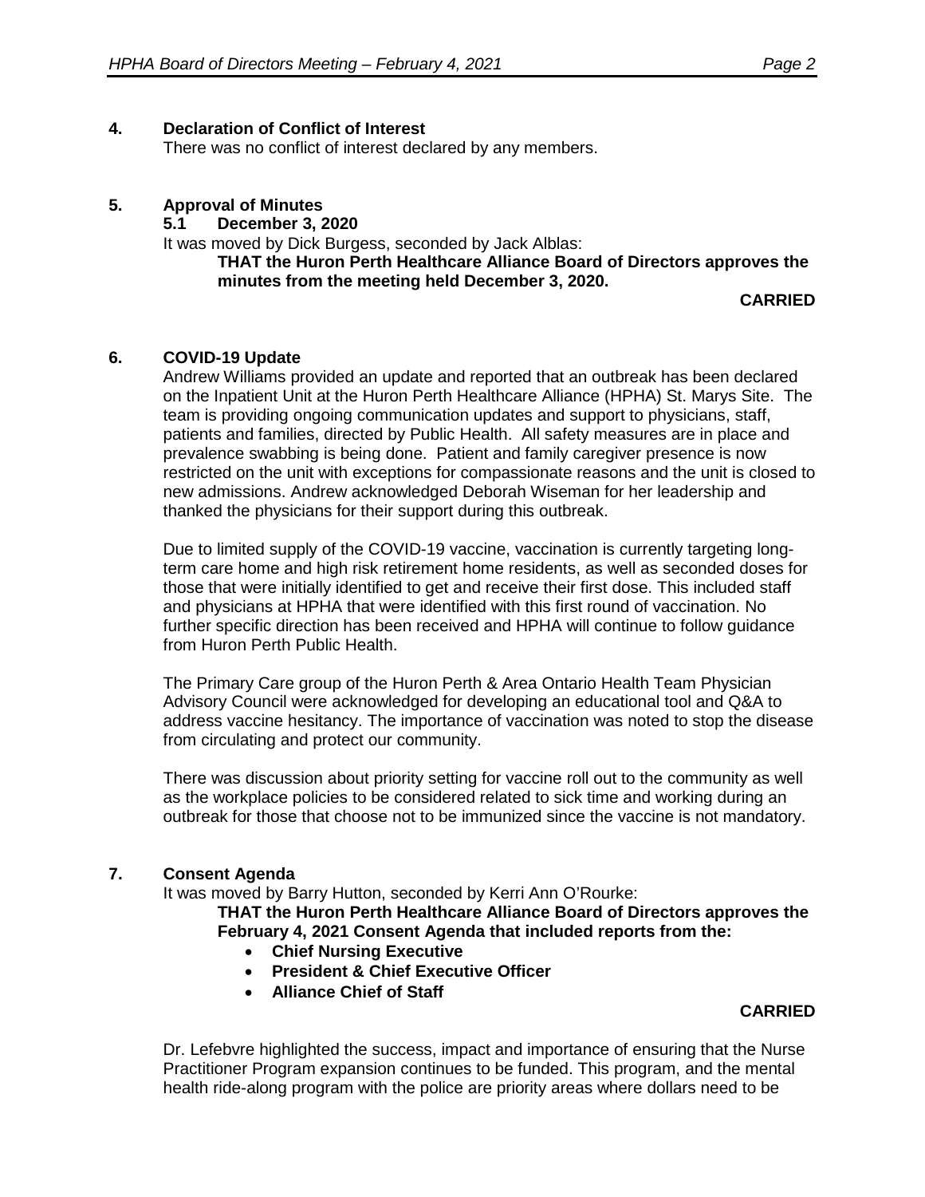## 4. Declaration of Conflict of Interest

There was no conflict of interest declared by any members.

## 5. Approval of Minutes

### 5.1 December 3, 2020

It was moved by Dick Burgess, seconded by Jack Alblas:

**THAT the Huron Perth Healthcare Alliance Board of Directors approves the minutes from the meeting held December 3, 2020.**

**CARRIED**

## 6. COVID-19 Update

Andrew Williams provided an update and reported that an outbreak has been declared on the Inpatient Unit at the Huron Perth Healthcare Alliance (HPHA) St. Marys Site. The team is providing ongoing communication updates and support to physicians, staff, patients and families, directed by Public Health. All safety measures are in place and prevalence swabbing is being done. Patient and family caregiver presence is now restricted on the unit with exceptions for compassionate reasons and the unit is closed to new admissions. Andrew acknowledged Deborah Wiseman for her leadership and thanked the physicians for their support during this outbreak.

Due to limited supply of the COVID-19 vaccine, vaccination is currently targeting long-term care home and high risk retirement home residents, as well as seconded doses for those that were initially identified to get and receive their first dose. This included staff and physicians at HPHA that were identified with this first round of vaccination. No further specific direction has been received and HPHA will continue to follow guidance from Huron Perth Public Health.

The Primary Care group of the Huron Perth & Area Ontario Health Team Physician Advisory Council were acknowledged for developing an educational tool and Q&A to address vaccine hesitancy. The importance of vaccination was noted to stop the disease from circulating and protect our community.

There was discussion about priority setting for vaccine roll out to the community as well as the workplace policies to be considered related to sick time and working during an outbreak for those that choose not to be immunized since the vaccine is not mandatory.

## 7. Consent Agenda

It was moved by Barry Hutton, seconded by Kerri Ann O'Rourke:

**THAT the Huron Perth Healthcare Alliance Board of Directors approves the February 4, 2021 Consent Agenda that included reports from the:**

- **Chief Nursing Executive**
- **President & Chief Executive Officer**
- **Alliance Chief of Staff**

**CARRIED**

Dr. Lefebvre highlighted the success, impact and importance of ensuring that the Nurse Practitioner Program expansion continues to be funded. This program, and the mental health ride-along program with the police are priority areas where dollars need to be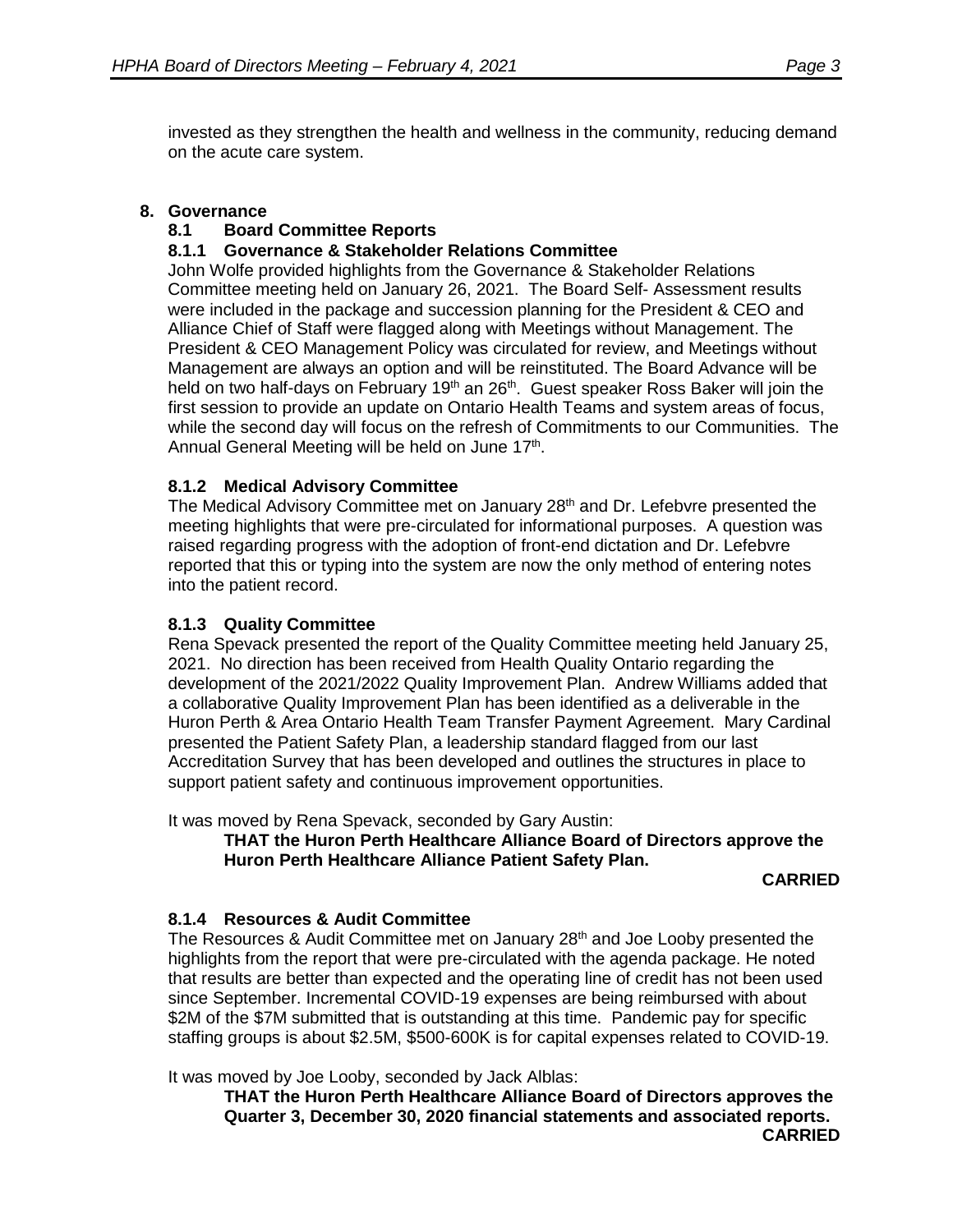invested as they strengthen the health and wellness in the community, reducing demand on the acute care system.

## 8. Governance

### 8.1 Board Committee Reports

#### 8.1.1 Governance & Stakeholder Relations Committee

John Wolfe provided highlights from the Governance & Stakeholder Relations Committee meeting held on January 26, 2021. The Board Self- Assessment results were included in the package and succession planning for the President & CEO and Alliance Chief of Staff were flagged along with Meetings without Management. The President & CEO Management Policy was circulated for review, and Meetings without Management are always an option and will be reinstituted. The Board Advance will be held on two half-days on February 19th an 26th. Guest speaker Ross Baker will join the first session to provide an update on Ontario Health Teams and system areas of focus, while the second day will focus on the refresh of Commitments to our Communities. The Annual General Meeting will be held on June 17th.

#### 8.1.2 Medical Advisory Committee

The Medical Advisory Committee met on January 28th and Dr. Lefebvre presented the meeting highlights that were pre-circulated for informational purposes. A question was raised regarding progress with the adoption of front-end dictation and Dr. Lefebvre reported that this or typing into the system are now the only method of entering notes into the patient record.

#### 8.1.3 Quality Committee

Rena Spevack presented the report of the Quality Committee meeting held January 25, 2021. No direction has been received from Health Quality Ontario regarding the development of the 2021/2022 Quality Improvement Plan. Andrew Williams added that a collaborative Quality Improvement Plan has been identified as a deliverable in the Huron Perth & Area Ontario Health Team Transfer Payment Agreement. Mary Cardinal presented the Patient Safety Plan, a leadership standard flagged from our last Accreditation Survey that has been developed and outlines the structures in place to support patient safety and continuous improvement opportunities.

It was moved by Rena Spevack, seconded by Gary Austin:

> **THAT the Huron Perth Healthcare Alliance Board of Directors approve the Huron Perth Healthcare Alliance Patient Safety Plan.**

**CARRIED**

#### 8.1.4 Resources & Audit Committee

The Resources & Audit Committee met on January 28th and Joe Looby presented the highlights from the report that were pre-circulated with the agenda package. He noted that results are better than expected and the operating line of credit has not been used since September. Incremental COVID-19 expenses are being reimbursed with about $2M of the $7M submitted that is outstanding at this time. Pandemic pay for specific staffing groups is about $2.5M, $500-600K is for capital expenses related to COVID-19.

It was moved by Joe Looby, seconded by Jack Alblas:

> **THAT the Huron Perth Healthcare Alliance Board of Directors approves the Quarter 3, December 30, 2020 financial statements and associated reports.**

**CARRIED**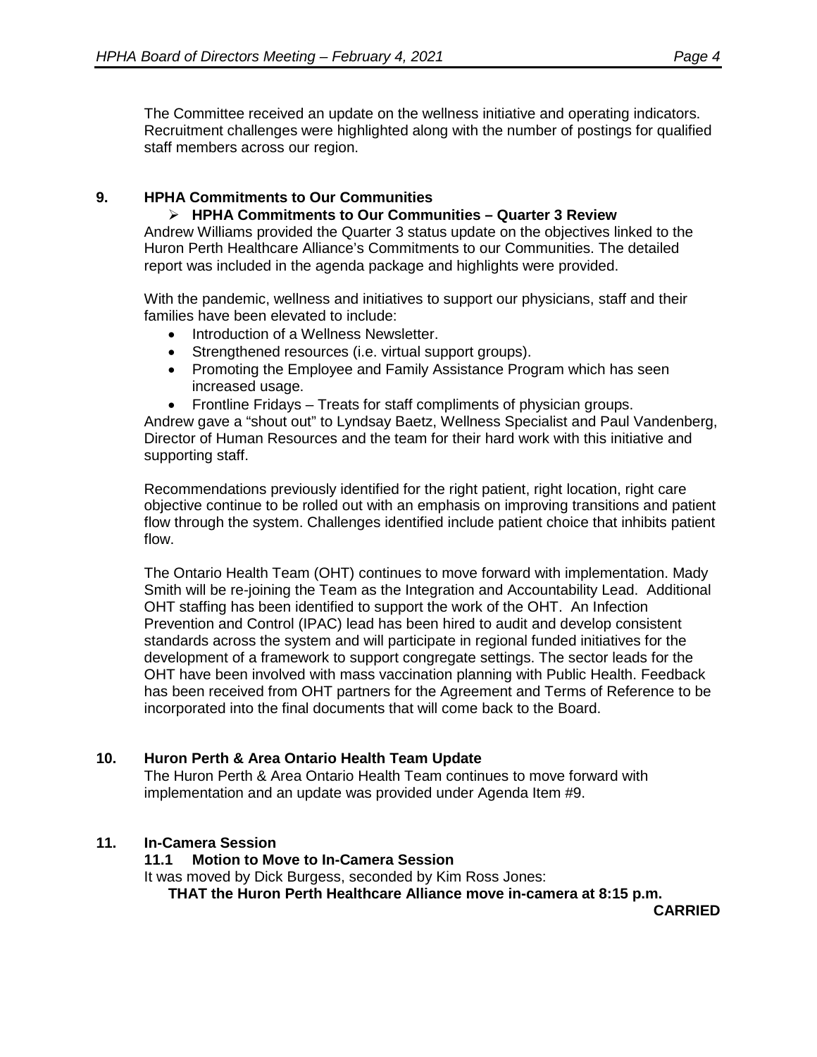The Committee received an update on the wellness initiative and operating indicators. Recruitment challenges were highlighted along with the number of postings for qualified staff members across our region.

## 9. HPHA Commitments to Our Communities

- **HPHA Commitments to Our Communities – Quarter 3 Review**

Andrew Williams provided the Quarter 3 status update on the objectives linked to the Huron Perth Healthcare Alliance's Commitments to our Communities. The detailed report was included in the agenda package and highlights were provided.

With the pandemic, wellness and initiatives to support our physicians, staff and their families have been elevated to include:

- Introduction of a Wellness Newsletter.
- Strengthened resources (i.e. virtual support groups).
- Promoting the Employee and Family Assistance Program which has seen increased usage.
- Frontline Fridays – Treats for staff compliments of physician groups.

Andrew gave a "shout out" to Lyndsay Baetz, Wellness Specialist and Paul Vandenberg, Director of Human Resources and the team for their hard work with this initiative and supporting staff.

Recommendations previously identified for the right patient, right location, right care objective continue to be rolled out with an emphasis on improving transitions and patient flow through the system. Challenges identified include patient choice that inhibits patient flow.

The Ontario Health Team (OHT) continues to move forward with implementation. Mady Smith will be re-joining the Team as the Integration and Accountability Lead. Additional OHT staffing has been identified to support the work of the OHT. An Infection Prevention and Control (IPAC) lead has been hired to audit and develop consistent standards across the system and will participate in regional funded initiatives for the development of a framework to support congregate settings. The sector leads for the OHT have been involved with mass vaccination planning with Public Health. Feedback has been received from OHT partners for the Agreement and Terms of Reference to be incorporated into the final documents that will come back to the Board.

## 10. Huron Perth & Area Ontario Health Team Update

The Huron Perth & Area Ontario Health Team continues to move forward with implementation and an update was provided under Agenda Item #9.

## 11. In-Camera Session

### 11.1 Motion to Move to In-Camera Session

It was moved by Dick Burgess, seconded by Kim Ross Jones:

**THAT the Huron Perth Healthcare Alliance move in-camera at 8:15 p.m.**

**CARRIED**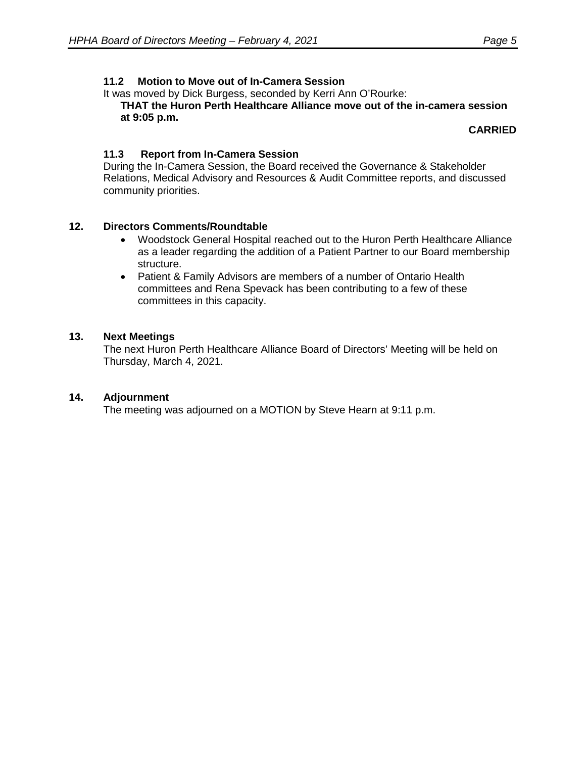### 11.2 Motion to Move out of In-Camera Session

It was moved by Dick Burgess, seconded by Kerri Ann O'Rourke:

**THAT the Huron Perth Healthcare Alliance move out of the in-camera session at 9:05 p.m.**

**CARRIED**

### 11.3 Report from In-Camera Session

During the In-Camera Session, the Board received the Governance & Stakeholder Relations, Medical Advisory and Resources & Audit Committee reports, and discussed community priorities.

## 12. Directors Comments/Roundtable

- Woodstock General Hospital reached out to the Huron Perth Healthcare Alliance as a leader regarding the addition of a Patient Partner to our Board membership structure.
- Patient & Family Advisors are members of a number of Ontario Health committees and Rena Spevack has been contributing to a few of these committees in this capacity.

## 13. Next Meetings

The next Huron Perth Healthcare Alliance Board of Directors' Meeting will be held on Thursday, March 4, 2021.

## 14. Adjournment

The meeting was adjourned on a MOTION by Steve Hearn at 9:11 p.m.